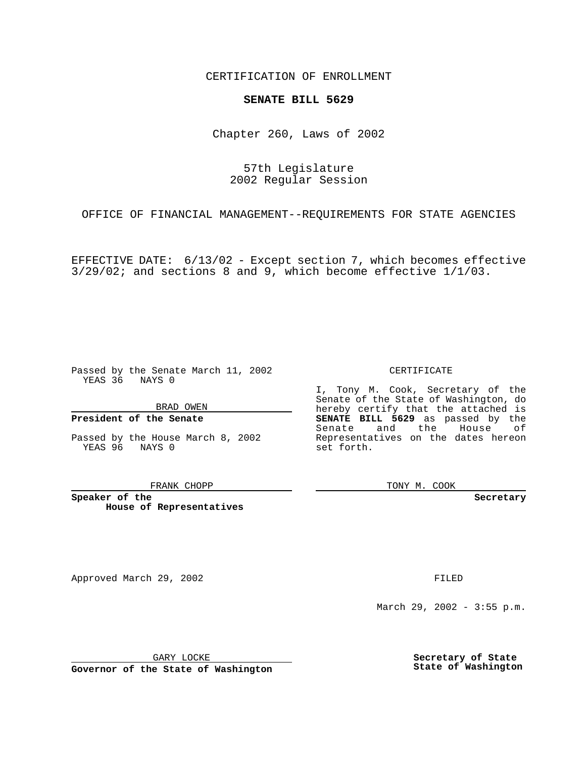CERTIFICATION OF ENROLLMENT

**SENATE BILL 5629**

Chapter 260, Laws of 2002

57th Legislature
2002 Regular Session

OFFICE OF FINANCIAL MANAGEMENT--REQUIREMENTS FOR STATE AGENCIES

EFFECTIVE DATE: 6/13/02 - Except section 7, which becomes effective 3/29/02; and sections 8 and 9, which become effective 1/1/03.

Passed by the Senate March 11, 2002
YEAS 36 NAYS 0

BRAD OWEN

**President of the Senate**

Passed by the House March 8, 2002
YEAS 96 NAYS 0

FRANK CHOPP

**Speaker of the House of Representatives**

CERTIFICATE

I, Tony M. Cook, Secretary of the Senate of the State of Washington, do hereby certify that the attached is **SENATE BILL 5629** as passed by the Senate and the House of Representatives on the dates hereon set forth.

TONY M. COOK

**Secretary**

Approved March 29, 2002

GARY LOCKE

**Governor of the State of Washington**

FILED

March 29, 2002 - 3:55 p.m.

**Secretary of State**
**State of Washington**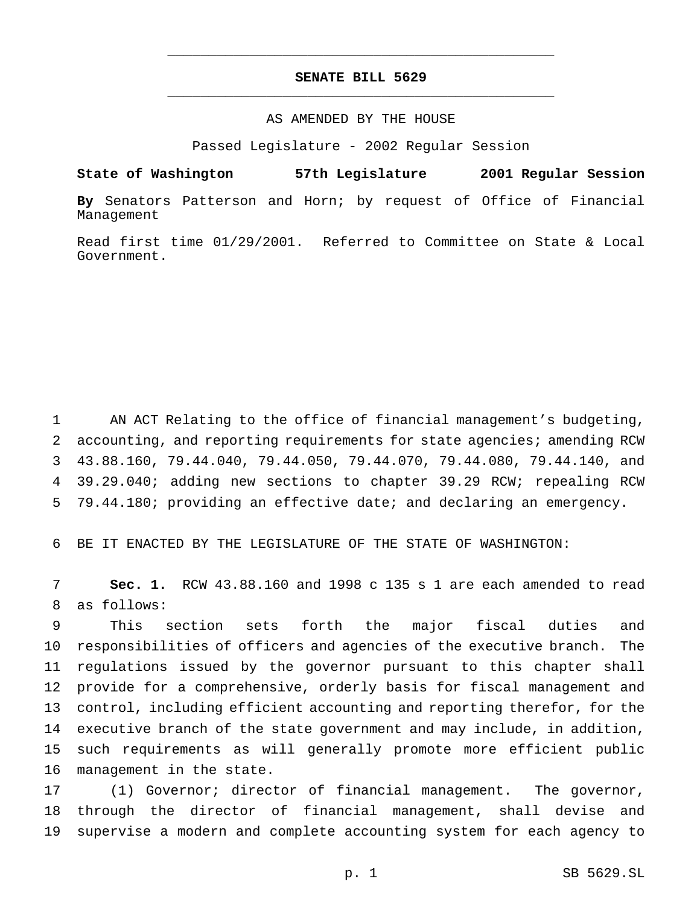# SENATE BILL 5629

AS AMENDED BY THE HOUSE

Passed Legislature - 2002 Regular Session

**State of Washington 57th Legislature 2001 Regular Session**

**By** Senators Patterson and Horn; by request of Office of Financial Management

Read first time 01/29/2001. Referred to Committee on State & Local Government.

AN ACT Relating to the office of financial management's budgeting, accounting, and reporting requirements for state agencies; amending RCW 43.88.160, 79.44.040, 79.44.050, 79.44.070, 79.44.080, 79.44.140, and 39.29.040; adding new sections to chapter 39.29 RCW; repealing RCW 79.44.180; providing an effective date; and declaring an emergency.

BE IT ENACTED BY THE LEGISLATURE OF THE STATE OF WASHINGTON:

**Sec. 1.** RCW 43.88.160 and 1998 c 135 s 1 are each amended to read as follows:

This section sets forth the major fiscal duties and responsibilities of officers and agencies of the executive branch. The regulations issued by the governor pursuant to this chapter shall provide for a comprehensive, orderly basis for fiscal management and control, including efficient accounting and reporting therefor, for the executive branch of the state government and may include, in addition, such requirements as will generally promote more efficient public management in the state.

(1) Governor; director of financial management. The governor, through the director of financial management, shall devise and supervise a modern and complete accounting system for each agency to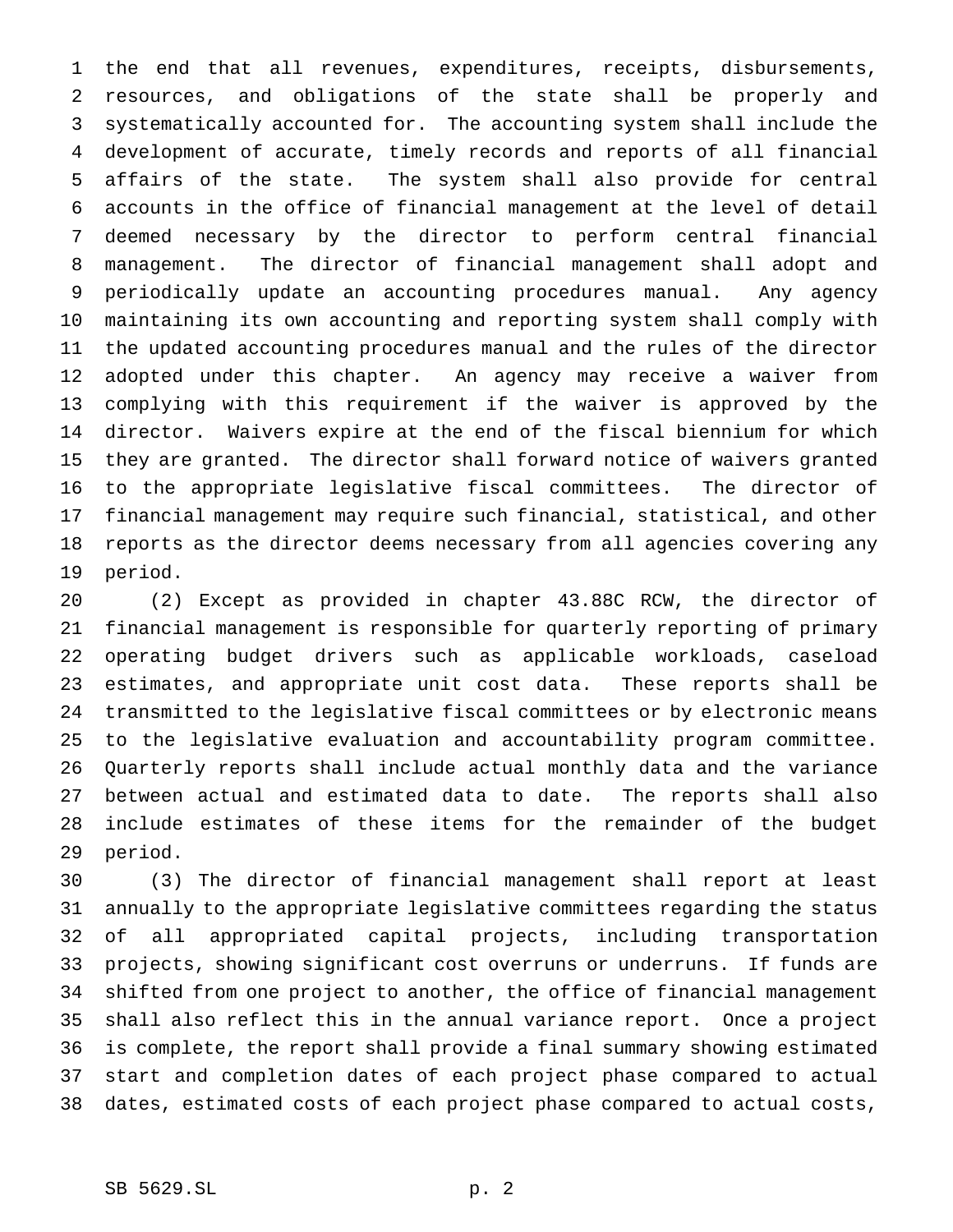the end that all revenues, expenditures, receipts, disbursements, resources, and obligations of the state shall be properly and systematically accounted for. The accounting system shall include the development of accurate, timely records and reports of all financial affairs of the state. The system shall also provide for central accounts in the office of financial management at the level of detail deemed necessary by the director to perform central financial management. The director of financial management shall adopt and periodically update an accounting procedures manual. Any agency maintaining its own accounting and reporting system shall comply with the updated accounting procedures manual and the rules of the director adopted under this chapter. An agency may receive a waiver from complying with this requirement if the waiver is approved by the director. Waivers expire at the end of the fiscal biennium for which they are granted. The director shall forward notice of waivers granted to the appropriate legislative fiscal committees. The director of financial management may require such financial, statistical, and other reports as the director deems necessary from all agencies covering any period.

(2) Except as provided in chapter 43.88C RCW, the director of financial management is responsible for quarterly reporting of primary operating budget drivers such as applicable workloads, caseload estimates, and appropriate unit cost data. These reports shall be transmitted to the legislative fiscal committees or by electronic means to the legislative evaluation and accountability program committee. Quarterly reports shall include actual monthly data and the variance between actual and estimated data to date. The reports shall also include estimates of these items for the remainder of the budget period.

(3) The director of financial management shall report at least annually to the appropriate legislative committees regarding the status of all appropriated capital projects, including transportation projects, showing significant cost overruns or underruns. If funds are shifted from one project to another, the office of financial management shall also reflect this in the annual variance report. Once a project is complete, the report shall provide a final summary showing estimated start and completion dates of each project phase compared to actual dates, estimated costs of each project phase compared to actual costs,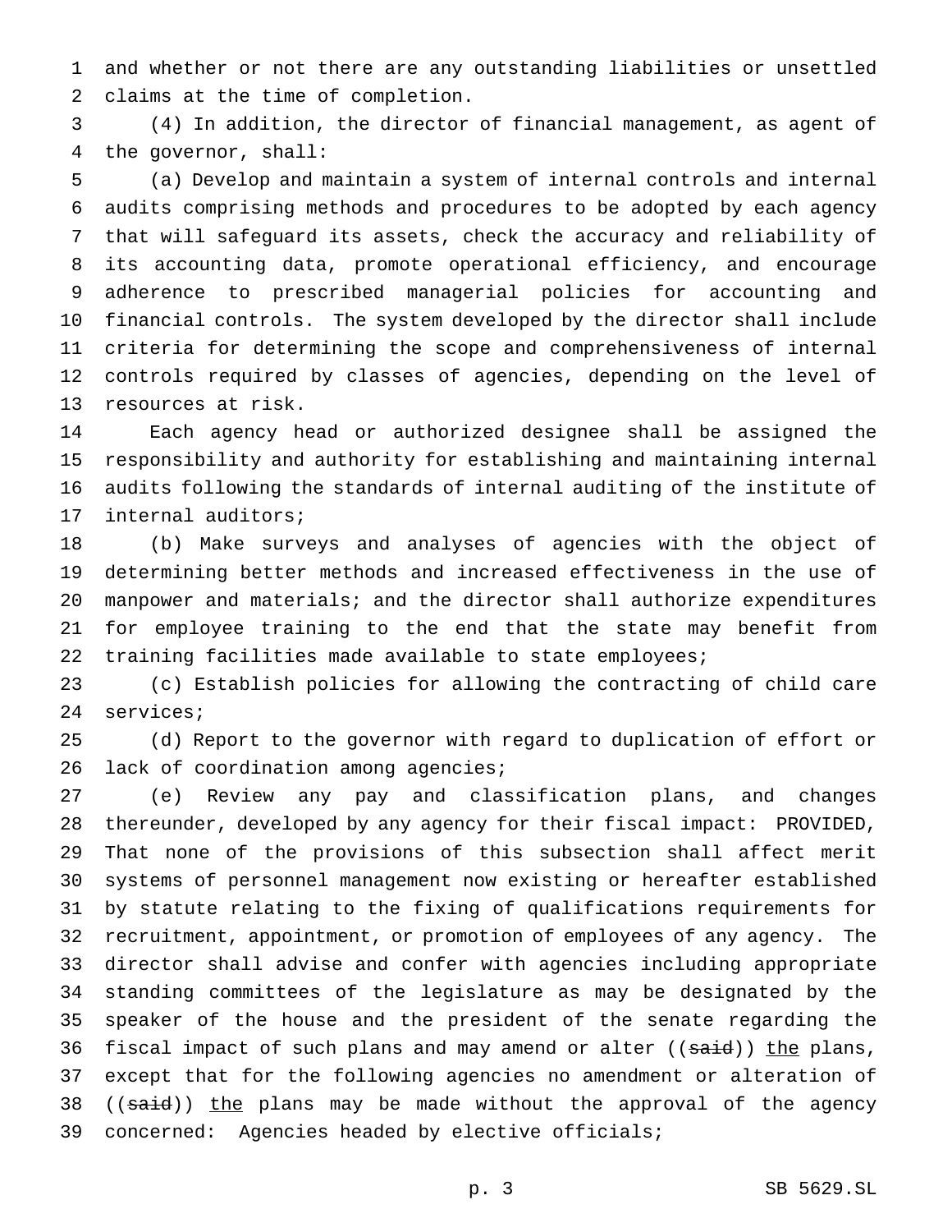and whether or not there are any outstanding liabilities or unsettled claims at the time of completion.

(4) In addition, the director of financial management, as agent of the governor, shall:

(a) Develop and maintain a system of internal controls and internal audits comprising methods and procedures to be adopted by each agency that will safeguard its assets, check the accuracy and reliability of its accounting data, promote operational efficiency, and encourage adherence to prescribed managerial policies for accounting and financial controls. The system developed by the director shall include criteria for determining the scope and comprehensiveness of internal controls required by classes of agencies, depending on the level of resources at risk.

Each agency head or authorized designee shall be assigned the responsibility and authority for establishing and maintaining internal audits following the standards of internal auditing of the institute of internal auditors;

(b) Make surveys and analyses of agencies with the object of determining better methods and increased effectiveness in the use of manpower and materials; and the director shall authorize expenditures for employee training to the end that the state may benefit from training facilities made available to state employees;

(c) Establish policies for allowing the contracting of child care services;

(d) Report to the governor with regard to duplication of effort or lack of coordination among agencies;

(e) Review any pay and classification plans, and changes thereunder, developed by any agency for their fiscal impact: PROVIDED, That none of the provisions of this subsection shall affect merit systems of personnel management now existing or hereafter established by statute relating to the fixing of qualifications requirements for recruitment, appointment, or promotion of employees of any agency. The director shall advise and confer with agencies including appropriate standing committees of the legislature as may be designated by the speaker of the house and the president of the senate regarding the fiscal impact of such plans and may amend or alter ((~~said~~)) <u>the</u> plans, except that for the following agencies no amendment or alteration of ((~~said~~)) <u>the</u> plans may be made without the approval of the agency concerned: Agencies headed by elective officials;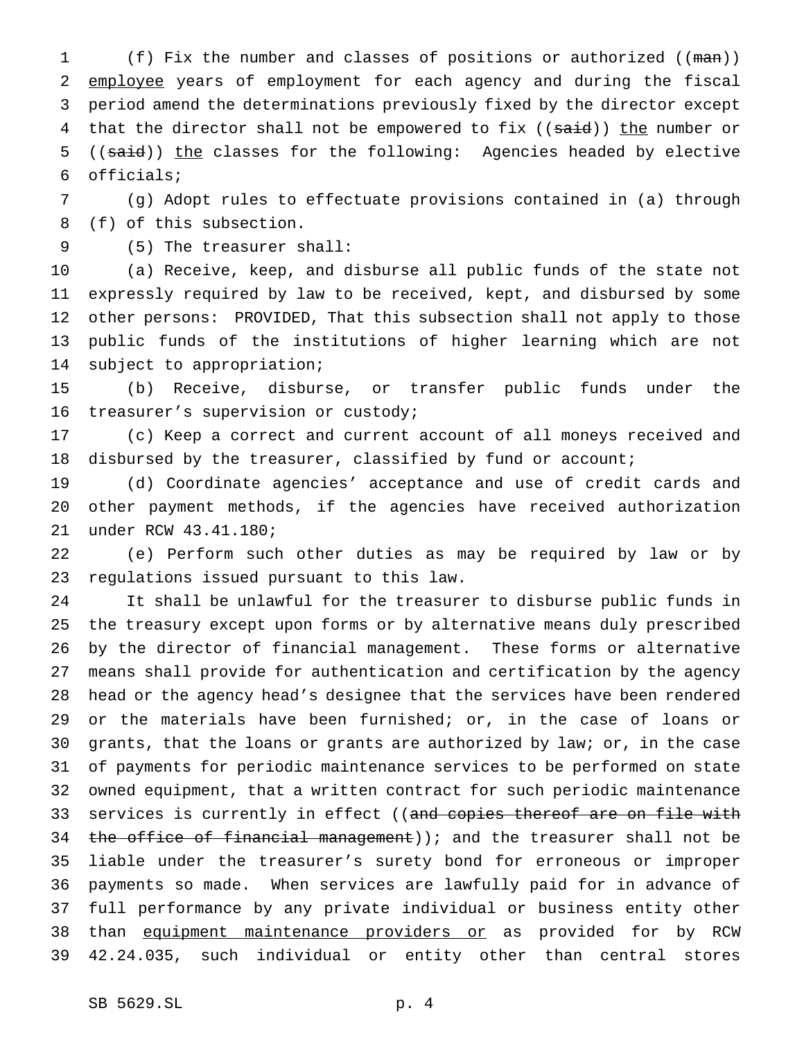(f) Fix the number and classes of positions or authorized ((~~man~~)) employee years of employment for each agency and during the fiscal period amend the determinations previously fixed by the director except that the director shall not be empowered to fix ((~~said~~)) the number or ((~~said~~)) the classes for the following: Agencies headed by elective officials;

(g) Adopt rules to effectuate provisions contained in (a) through (f) of this subsection.

(5) The treasurer shall:

(a) Receive, keep, and disburse all public funds of the state not expressly required by law to be received, kept, and disbursed by some other persons: PROVIDED, That this subsection shall not apply to those public funds of the institutions of higher learning which are not subject to appropriation;

(b) Receive, disburse, or transfer public funds under the treasurer's supervision or custody;

(c) Keep a correct and current account of all moneys received and disbursed by the treasurer, classified by fund or account;

(d) Coordinate agencies' acceptance and use of credit cards and other payment methods, if the agencies have received authorization under RCW 43.41.180;

(e) Perform such other duties as may be required by law or by regulations issued pursuant to this law.

It shall be unlawful for the treasurer to disburse public funds in the treasury except upon forms or by alternative means duly prescribed by the director of financial management. These forms or alternative means shall provide for authentication and certification by the agency head or the agency head's designee that the services have been rendered or the materials have been furnished; or, in the case of loans or grants, that the loans or grants are authorized by law; or, in the case of payments for periodic maintenance services to be performed on state owned equipment, that a written contract for such periodic maintenance services is currently in effect ((~~and copies thereof are on file with the office of financial management~~)); and the treasurer shall not be liable under the treasurer's surety bond for erroneous or improper payments so made. When services are lawfully paid for in advance of full performance by any private individual or business entity other than equipment maintenance providers or as provided for by RCW 42.24.035, such individual or entity other than central stores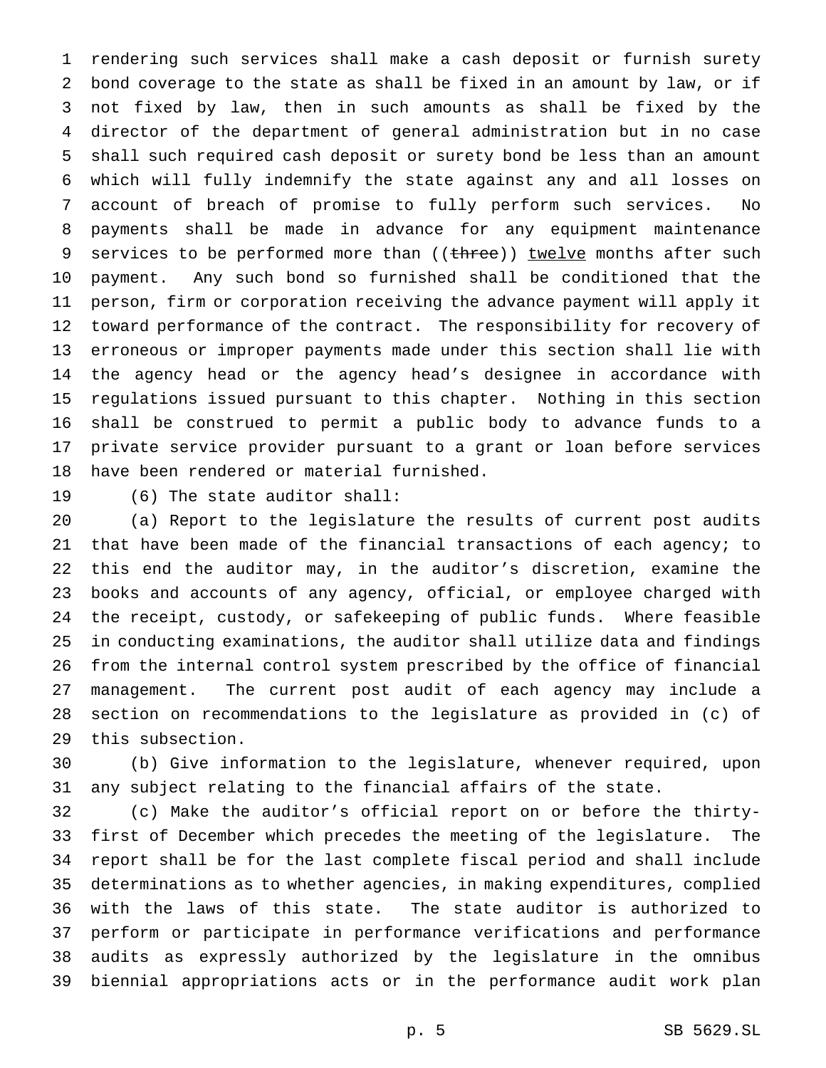rendering such services shall make a cash deposit or furnish surety bond coverage to the state as shall be fixed in an amount by law, or if not fixed by law, then in such amounts as shall be fixed by the director of the department of general administration but in no case shall such required cash deposit or surety bond be less than an amount which will fully indemnify the state against any and all losses on account of breach of promise to fully perform such services. No payments shall be made in advance for any equipment maintenance services to be performed more than ((~~three~~)) <u>twelve</u> months after such payment. Any such bond so furnished shall be conditioned that the person, firm or corporation receiving the advance payment will apply it toward performance of the contract. The responsibility for recovery of erroneous or improper payments made under this section shall lie with the agency head or the agency head's designee in accordance with regulations issued pursuant to this chapter. Nothing in this section shall be construed to permit a public body to advance funds to a private service provider pursuant to a grant or loan before services have been rendered or material furnished.

(6) The state auditor shall:

(a) Report to the legislature the results of current post audits that have been made of the financial transactions of each agency; to this end the auditor may, in the auditor's discretion, examine the books and accounts of any agency, official, or employee charged with the receipt, custody, or safekeeping of public funds. Where feasible in conducting examinations, the auditor shall utilize data and findings from the internal control system prescribed by the office of financial management. The current post audit of each agency may include a section on recommendations to the legislature as provided in (c) of this subsection.

(b) Give information to the legislature, whenever required, upon any subject relating to the financial affairs of the state.

(c) Make the auditor's official report on or before the thirty-first of December which precedes the meeting of the legislature. The report shall be for the last complete fiscal period and shall include determinations as to whether agencies, in making expenditures, complied with the laws of this state. The state auditor is authorized to perform or participate in performance verifications and performance audits as expressly authorized by the legislature in the omnibus biennial appropriations acts or in the performance audit work plan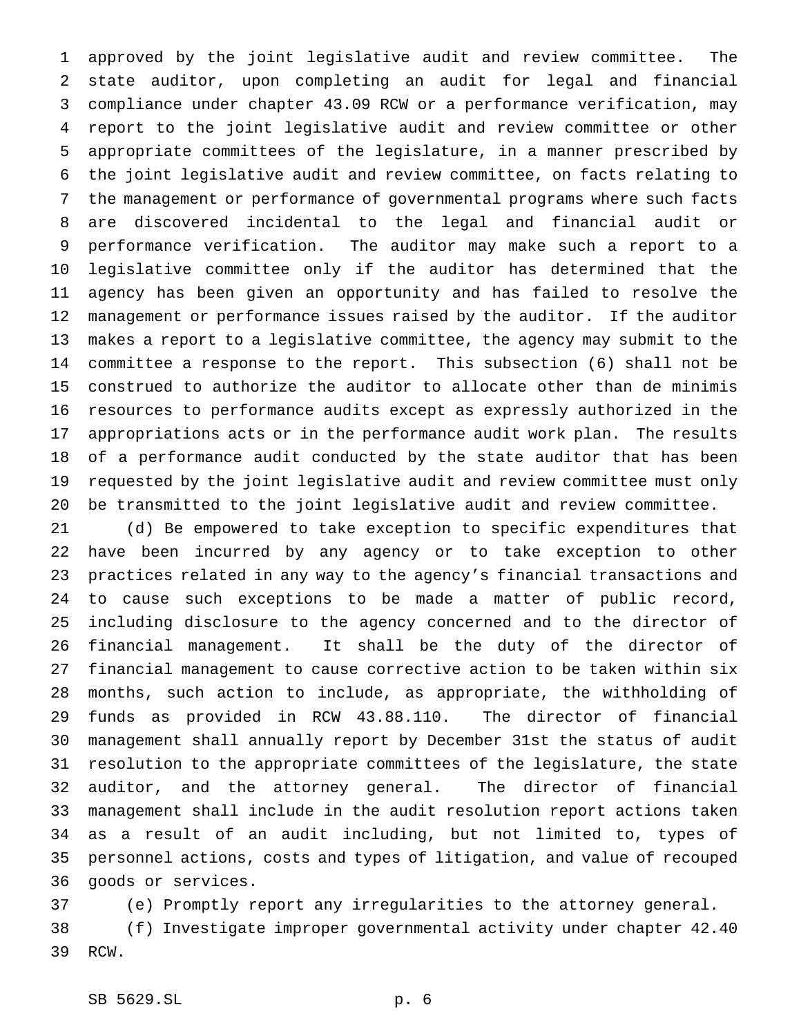approved by the joint legislative audit and review committee. The state auditor, upon completing an audit for legal and financial compliance under chapter 43.09 RCW or a performance verification, may report to the joint legislative audit and review committee or other appropriate committees of the legislature, in a manner prescribed by the joint legislative audit and review committee, on facts relating to the management or performance of governmental programs where such facts are discovered incidental to the legal and financial audit or performance verification. The auditor may make such a report to a legislative committee only if the auditor has determined that the agency has been given an opportunity and has failed to resolve the management or performance issues raised by the auditor. If the auditor makes a report to a legislative committee, the agency may submit to the committee a response to the report. This subsection (6) shall not be construed to authorize the auditor to allocate other than de minimis resources to performance audits except as expressly authorized in the appropriations acts or in the performance audit work plan. The results of a performance audit conducted by the state auditor that has been requested by the joint legislative audit and review committee must only be transmitted to the joint legislative audit and review committee.

(d) Be empowered to take exception to specific expenditures that have been incurred by any agency or to take exception to other practices related in any way to the agency's financial transactions and to cause such exceptions to be made a matter of public record, including disclosure to the agency concerned and to the director of financial management. It shall be the duty of the director of financial management to cause corrective action to be taken within six months, such action to include, as appropriate, the withholding of funds as provided in RCW 43.88.110. The director of financial management shall annually report by December 31st the status of audit resolution to the appropriate committees of the legislature, the state auditor, and the attorney general. The director of financial management shall include in the audit resolution report actions taken as a result of an audit including, but not limited to, types of personnel actions, costs and types of litigation, and value of recouped goods or services.

(e) Promptly report any irregularities to the attorney general.

(f) Investigate improper governmental activity under chapter 42.40 RCW.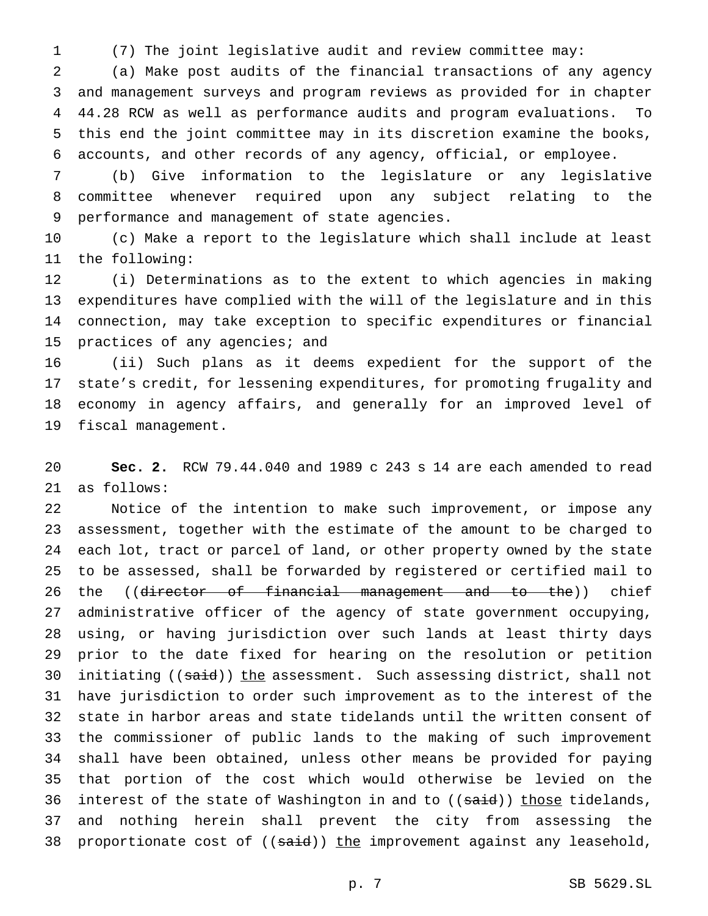(7) The joint legislative audit and review committee may:

(a) Make post audits of the financial transactions of any agency and management surveys and program reviews as provided for in chapter 44.28 RCW as well as performance audits and program evaluations. To this end the joint committee may in its discretion examine the books, accounts, and other records of any agency, official, or employee.

(b) Give information to the legislature or any legislative committee whenever required upon any subject relating to the performance and management of state agencies.

(c) Make a report to the legislature which shall include at least the following:

(i) Determinations as to the extent to which agencies in making expenditures have complied with the will of the legislature and in this connection, may take exception to specific expenditures or financial practices of any agencies; and

(ii) Such plans as it deems expedient for the support of the state's credit, for lessening expenditures, for promoting frugality and economy in agency affairs, and generally for an improved level of fiscal management.

**Sec. 2.** RCW 79.44.040 and 1989 c 243 s 14 are each amended to read as follows:

Notice of the intention to make such improvement, or impose any assessment, together with the estimate of the amount to be charged to each lot, tract or parcel of land, or other property owned by the state to be assessed, shall be forwarded by registered or certified mail to the ((~~director of financial management and to the~~)) chief administrative officer of the agency of state government occupying, using, or having jurisdiction over such lands at least thirty days prior to the date fixed for hearing on the resolution or petition initiating ((~~said~~)) <u>the</u> assessment. Such assessing district, shall not have jurisdiction to order such improvement as to the interest of the state in harbor areas and state tidelands until the written consent of the commissioner of public lands to the making of such improvement shall have been obtained, unless other means be provided for paying that portion of the cost which would otherwise be levied on the interest of the state of Washington in and to ((~~said~~)) <u>those</u> tidelands, and nothing herein shall prevent the city from assessing the proportionate cost of ((~~said~~)) <u>the</u> improvement against any leasehold,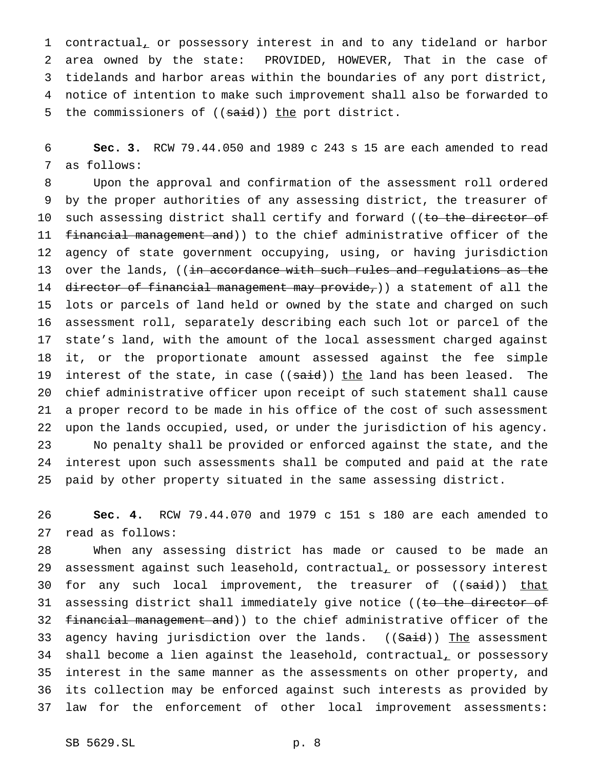contractual, or possessory interest in and to any tideland or harbor area owned by the state: PROVIDED, HOWEVER, That in the case of tidelands and harbor areas within the boundaries of any port district, notice of intention to make such improvement shall also be forwarded to the commissioners of ((~~said~~)) <u>the</u> port district.

**Sec. 3.** RCW 79.44.050 and 1989 c 243 s 15 are each amended to read as follows:

Upon the approval and confirmation of the assessment roll ordered by the proper authorities of any assessing district, the treasurer of such assessing district shall certify and forward ((~~to the director of financial management and~~)) to the chief administrative officer of the agency of state government occupying, using, or having jurisdiction over the lands, ((~~in accordance with such rules and regulations as the director of financial management may provide,~~)) a statement of all the lots or parcels of land held or owned by the state and charged on such assessment roll, separately describing each such lot or parcel of the state's land, with the amount of the local assessment charged against it, or the proportionate amount assessed against the fee simple interest of the state, in case ((~~said~~)) <u>the</u> land has been leased. The chief administrative officer upon receipt of such statement shall cause a proper record to be made in his office of the cost of such assessment upon the lands occupied, used, or under the jurisdiction of his agency.

No penalty shall be provided or enforced against the state, and the interest upon such assessments shall be computed and paid at the rate paid by other property situated in the same assessing district.

**Sec. 4.** RCW 79.44.070 and 1979 c 151 s 180 are each amended to read as follows:

When any assessing district has made or caused to be made an assessment against such leasehold, contractual, or possessory interest for any such local improvement, the treasurer of ((~~said~~)) <u>that</u> assessing district shall immediately give notice ((~~to the director of financial management and~~)) to the chief administrative officer of the agency having jurisdiction over the lands. ((~~Said~~)) <u>The</u> assessment shall become a lien against the leasehold, contractual, or possessory interest in the same manner as the assessments on other property, and its collection may be enforced against such interests as provided by law for the enforcement of other local improvement assessments: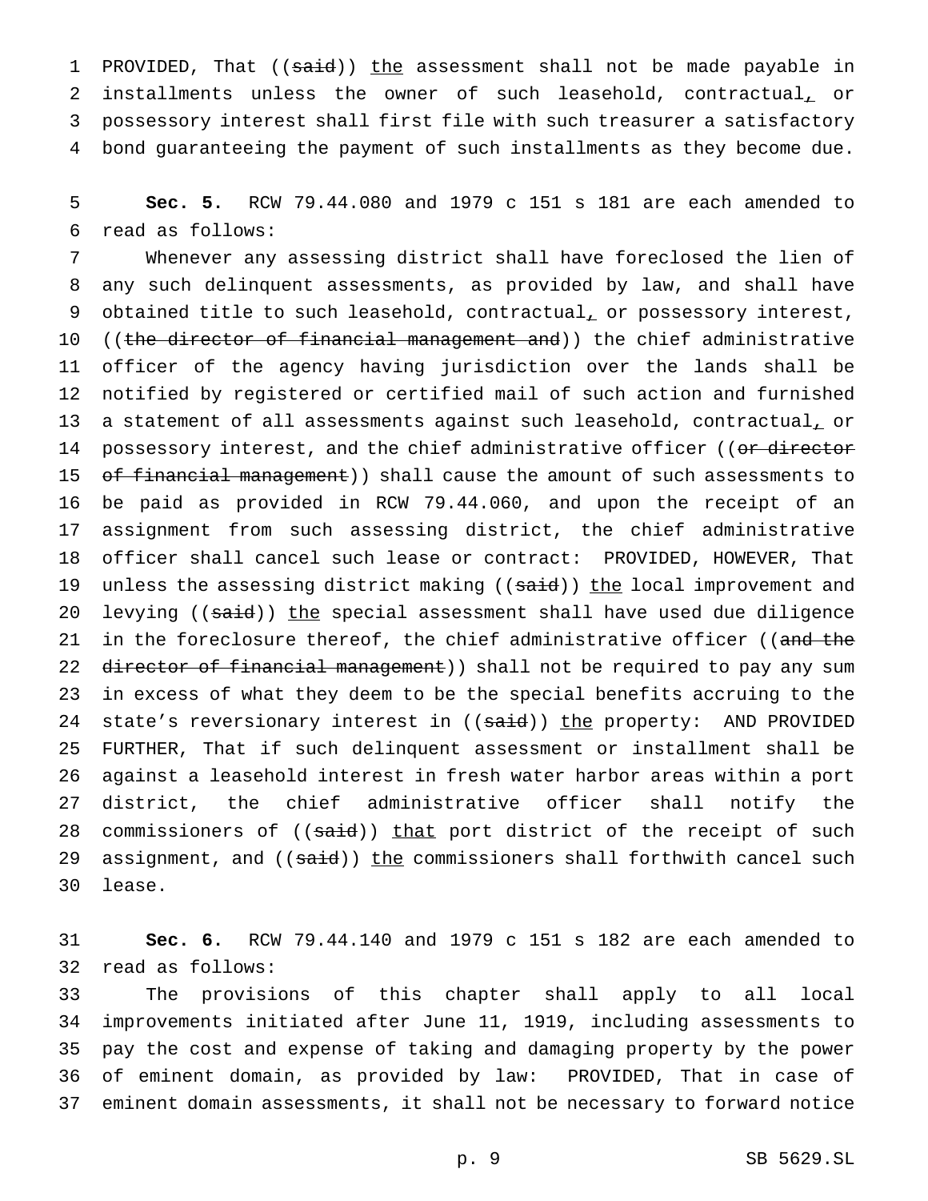PROVIDED, That ((~~said~~)) <u>the</u> assessment shall not be made payable in installments unless the owner of such leasehold, contractual<u>,</u> or possessory interest shall first file with such treasurer a satisfactory bond guaranteeing the payment of such installments as they become due.

**Sec. 5.** RCW 79.44.080 and 1979 c 151 s 181 are each amended to read as follows:

Whenever any assessing district shall have foreclosed the lien of any such delinquent assessments, as provided by law, and shall have obtained title to such leasehold, contractual<u>,</u> or possessory interest, ((~~the director of financial management and~~)) the chief administrative officer of the agency having jurisdiction over the lands shall be notified by registered or certified mail of such action and furnished a statement of all assessments against such leasehold, contractual<u>,</u> or possessory interest, and the chief administrative officer ((~~or director of financial management~~)) shall cause the amount of such assessments to be paid as provided in RCW 79.44.060, and upon the receipt of an assignment from such assessing district, the chief administrative officer shall cancel such lease or contract: PROVIDED, HOWEVER, That unless the assessing district making ((~~said~~)) <u>the</u> local improvement and levying ((~~said~~)) <u>the</u> special assessment shall have used due diligence in the foreclosure thereof, the chief administrative officer ((~~and the director of financial management~~)) shall not be required to pay any sum in excess of what they deem to be the special benefits accruing to the state's reversionary interest in ((~~said~~)) <u>the</u> property: AND PROVIDED FURTHER, That if such delinquent assessment or installment shall be against a leasehold interest in fresh water harbor areas within a port district, the chief administrative officer shall notify the commissioners of ((~~said~~)) <u>that</u> port district of the receipt of such assignment, and ((~~said~~)) <u>the</u> commissioners shall forthwith cancel such lease.

**Sec. 6.** RCW 79.44.140 and 1979 c 151 s 182 are each amended to read as follows:

The provisions of this chapter shall apply to all local improvements initiated after June 11, 1919, including assessments to pay the cost and expense of taking and damaging property by the power of eminent domain, as provided by law: PROVIDED, That in case of eminent domain assessments, it shall not be necessary to forward notice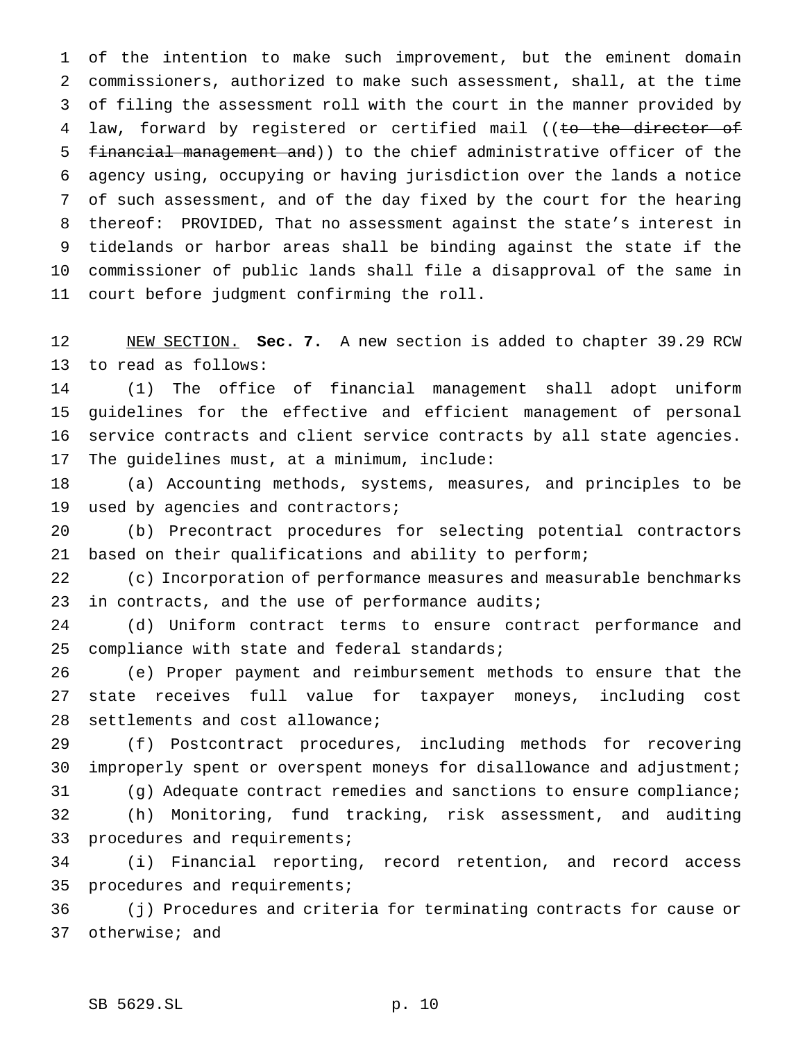of the intention to make such improvement, but the eminent domain commissioners, authorized to make such assessment, shall, at the time of filing the assessment roll with the court in the manner provided by law, forward by registered or certified mail ((~~to the director of financial management and~~)) to the chief administrative officer of the agency using, occupying or having jurisdiction over the lands a notice of such assessment, and of the day fixed by the court for the hearing thereof: PROVIDED, That no assessment against the state's interest in tidelands or harbor areas shall be binding against the state if the commissioner of public lands shall file a disapproval of the same in court before judgment confirming the roll.

NEW SECTION. **Sec. 7.** A new section is added to chapter 39.29 RCW to read as follows:

(1) The office of financial management shall adopt uniform guidelines for the effective and efficient management of personal service contracts and client service contracts by all state agencies. The guidelines must, at a minimum, include:

(a) Accounting methods, systems, measures, and principles to be used by agencies and contractors;

(b) Precontract procedures for selecting potential contractors based on their qualifications and ability to perform;

(c) Incorporation of performance measures and measurable benchmarks in contracts, and the use of performance audits;

(d) Uniform contract terms to ensure contract performance and compliance with state and federal standards;

(e) Proper payment and reimbursement methods to ensure that the state receives full value for taxpayer moneys, including cost settlements and cost allowance;

(f) Postcontract procedures, including methods for recovering improperly spent or overspent moneys for disallowance and adjustment;

(g) Adequate contract remedies and sanctions to ensure compliance;

(h) Monitoring, fund tracking, risk assessment, and auditing procedures and requirements;

(i) Financial reporting, record retention, and record access procedures and requirements;

(j) Procedures and criteria for terminating contracts for cause or otherwise; and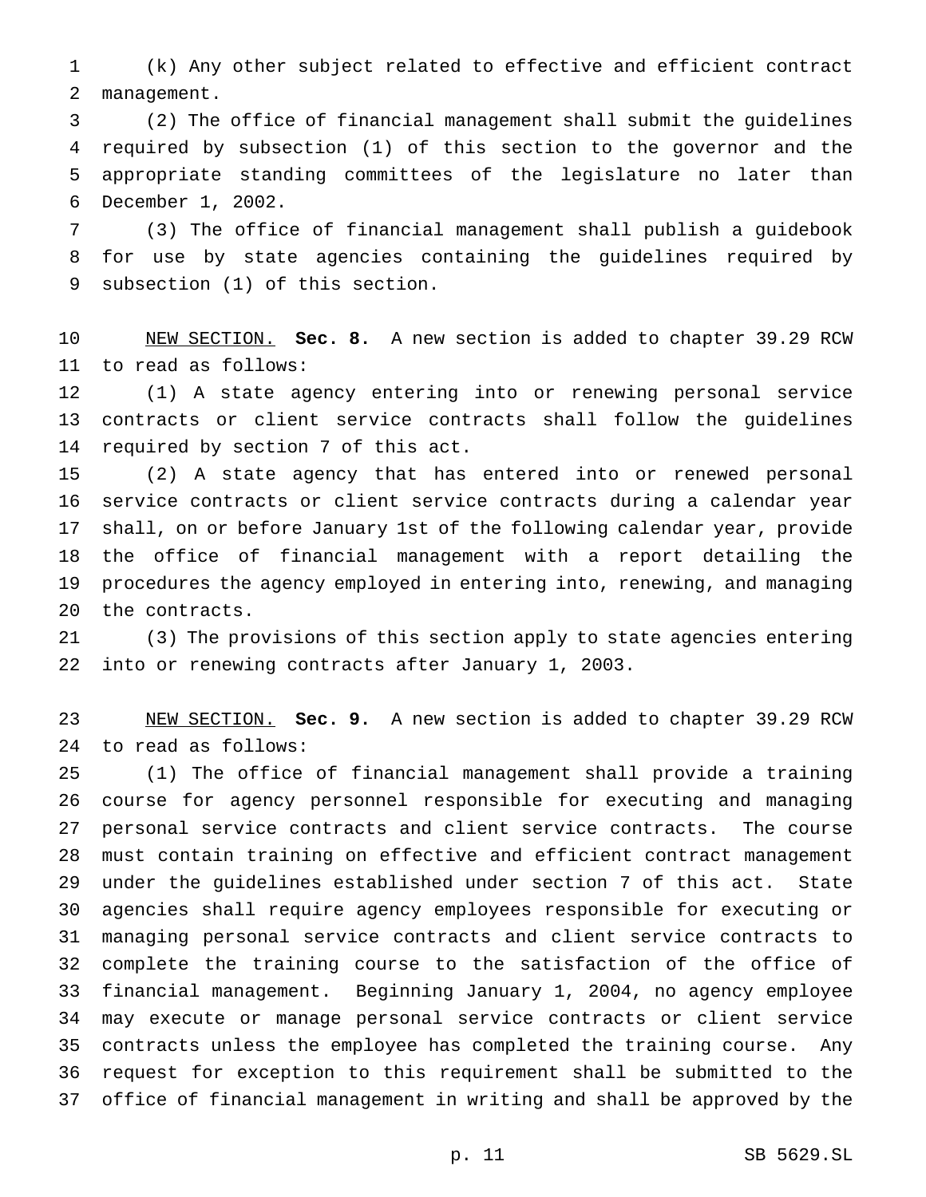(k) Any other subject related to effective and efficient contract management.

(2) The office of financial management shall submit the guidelines required by subsection (1) of this section to the governor and the appropriate standing committees of the legislature no later than December 1, 2002.

(3) The office of financial management shall publish a guidebook for use by state agencies containing the guidelines required by subsection (1) of this section.

NEW SECTION. **Sec. 8.** A new section is added to chapter 39.29 RCW to read as follows:

(1) A state agency entering into or renewing personal service contracts or client service contracts shall follow the guidelines required by section 7 of this act.

(2) A state agency that has entered into or renewed personal service contracts or client service contracts during a calendar year shall, on or before January 1st of the following calendar year, provide the office of financial management with a report detailing the procedures the agency employed in entering into, renewing, and managing the contracts.

(3) The provisions of this section apply to state agencies entering into or renewing contracts after January 1, 2003.

NEW SECTION. **Sec. 9.** A new section is added to chapter 39.29 RCW to read as follows:

(1) The office of financial management shall provide a training course for agency personnel responsible for executing and managing personal service contracts and client service contracts. The course must contain training on effective and efficient contract management under the guidelines established under section 7 of this act. State agencies shall require agency employees responsible for executing or managing personal service contracts and client service contracts to complete the training course to the satisfaction of the office of financial management. Beginning January 1, 2004, no agency employee may execute or manage personal service contracts or client service contracts unless the employee has completed the training course. Any request for exception to this requirement shall be submitted to the office of financial management in writing and shall be approved by the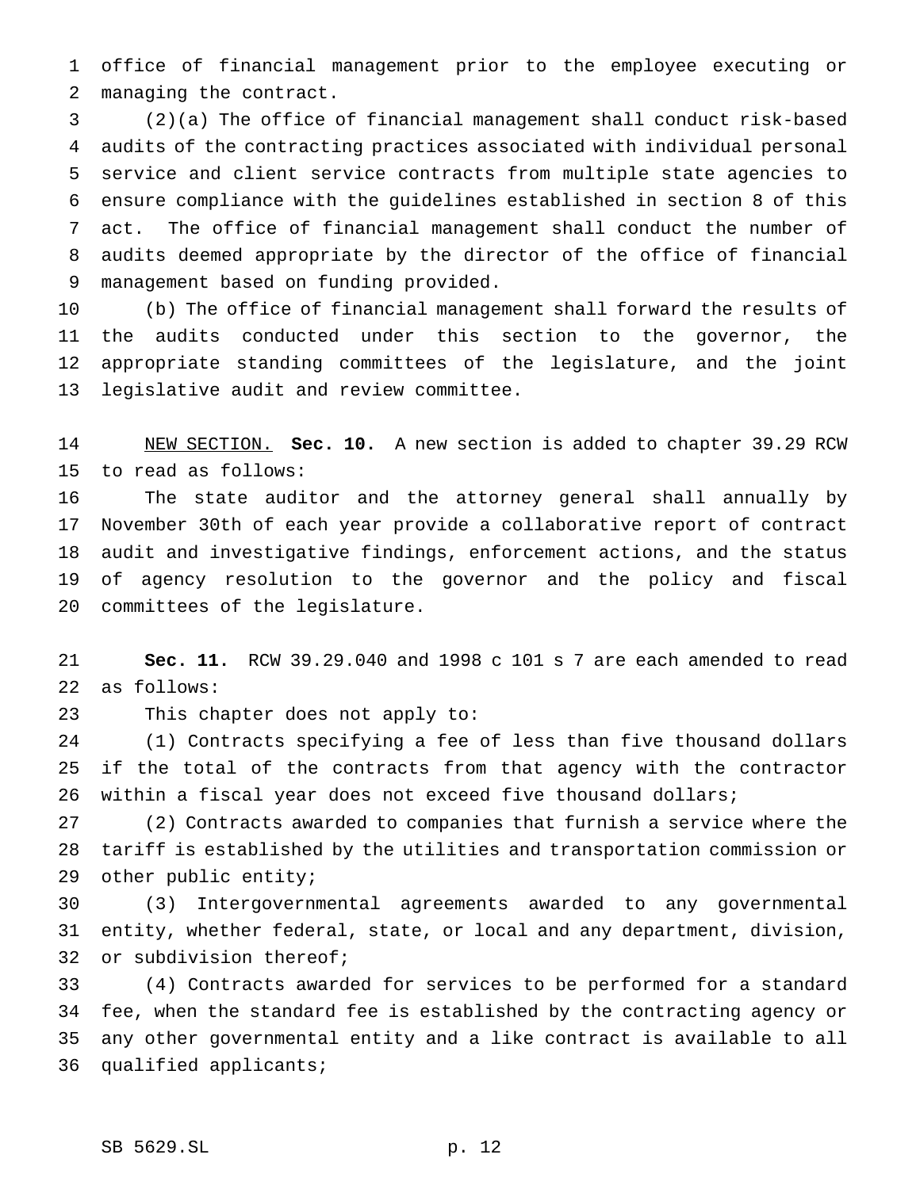office of financial management prior to the employee executing or managing the contract.

(2)(a) The office of financial management shall conduct risk-based audits of the contracting practices associated with individual personal service and client service contracts from multiple state agencies to ensure compliance with the guidelines established in section 8 of this act. The office of financial management shall conduct the number of audits deemed appropriate by the director of the office of financial management based on funding provided.

(b) The office of financial management shall forward the results of the audits conducted under this section to the governor, the appropriate standing committees of the legislature, and the joint legislative audit and review committee.

NEW SECTION. **Sec. 10.** A new section is added to chapter 39.29 RCW to read as follows:

The state auditor and the attorney general shall annually by November 30th of each year provide a collaborative report of contract audit and investigative findings, enforcement actions, and the status of agency resolution to the governor and the policy and fiscal committees of the legislature.

**Sec. 11.** RCW 39.29.040 and 1998 c 101 s 7 are each amended to read as follows:

This chapter does not apply to:

(1) Contracts specifying a fee of less than five thousand dollars if the total of the contracts from that agency with the contractor within a fiscal year does not exceed five thousand dollars;

(2) Contracts awarded to companies that furnish a service where the tariff is established by the utilities and transportation commission or other public entity;

(3) Intergovernmental agreements awarded to any governmental entity, whether federal, state, or local and any department, division, or subdivision thereof;

(4) Contracts awarded for services to be performed for a standard fee, when the standard fee is established by the contracting agency or any other governmental entity and a like contract is available to all qualified applicants;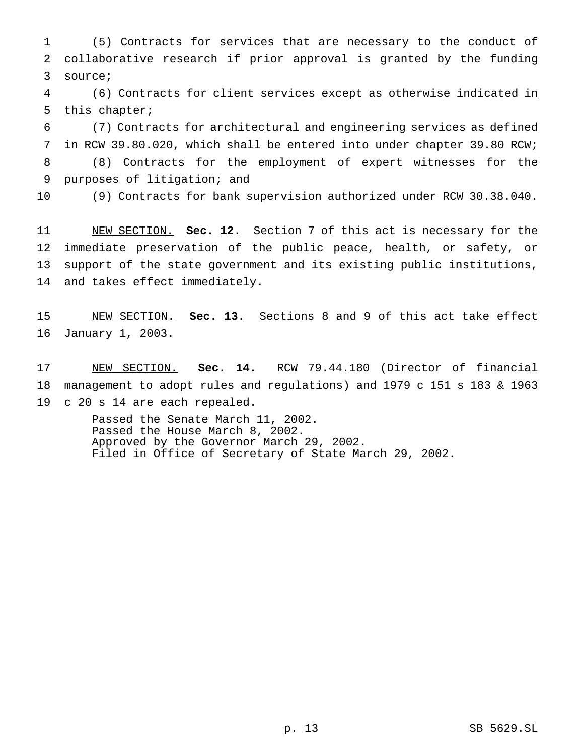(5) Contracts for services that are necessary to the conduct of collaborative research if prior approval is granted by the funding source;

(6) Contracts for client services except as otherwise indicated in this chapter;

(7) Contracts for architectural and engineering services as defined in RCW 39.80.020, which shall be entered into under chapter 39.80 RCW;

(8) Contracts for the employment of expert witnesses for the purposes of litigation; and

(9) Contracts for bank supervision authorized under RCW 30.38.040.

NEW SECTION. **Sec. 12.** Section 7 of this act is necessary for the immediate preservation of the public peace, health, or safety, or support of the state government and its existing public institutions, and takes effect immediately.

NEW SECTION. **Sec. 13.** Sections 8 and 9 of this act take effect January 1, 2003.

NEW SECTION. **Sec. 14.** RCW 79.44.180 (Director of financial management to adopt rules and regulations) and 1979 c 151 s 183 & 1963 c 20 s 14 are each repealed.

Passed the Senate March 11, 2002.
Passed the House March 8, 2002.
Approved by the Governor March 29, 2002.
Filed in Office of Secretary of State March 29, 2002.